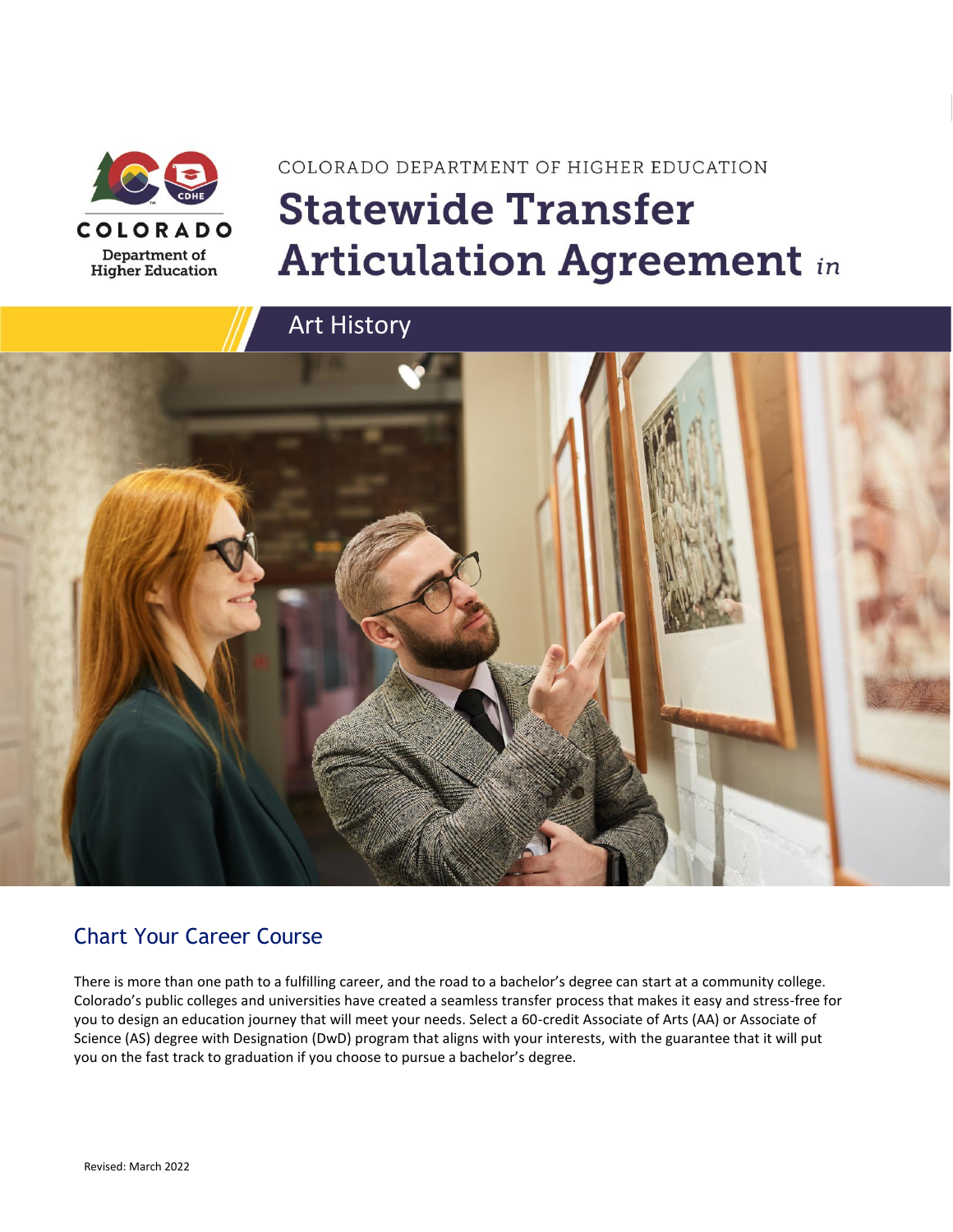COLORADO

Department of Higher Education

COLORADO DEPARTMENT OF HIGHER EDUCATION

# Statewide Transfer Articulation Agreement *in*

## Art History

## Chart Your Career Course

There is more than one path to a fulfilling career, and the road to a bachelor's degree can start at a community college. Colorado's public colleges and universities have created a seamless transfer process that makes it easy and stress-free for you to design an education journey that will meet your needs. Select a 60-credit Associate of Arts (AA) or Associate of Science (AS) degree with Designation (DwD) program that aligns with your interests, with the guarantee that it will put you on the fast track to graduation if you choose to pursue a bachelor's degree.

Revised: March 2022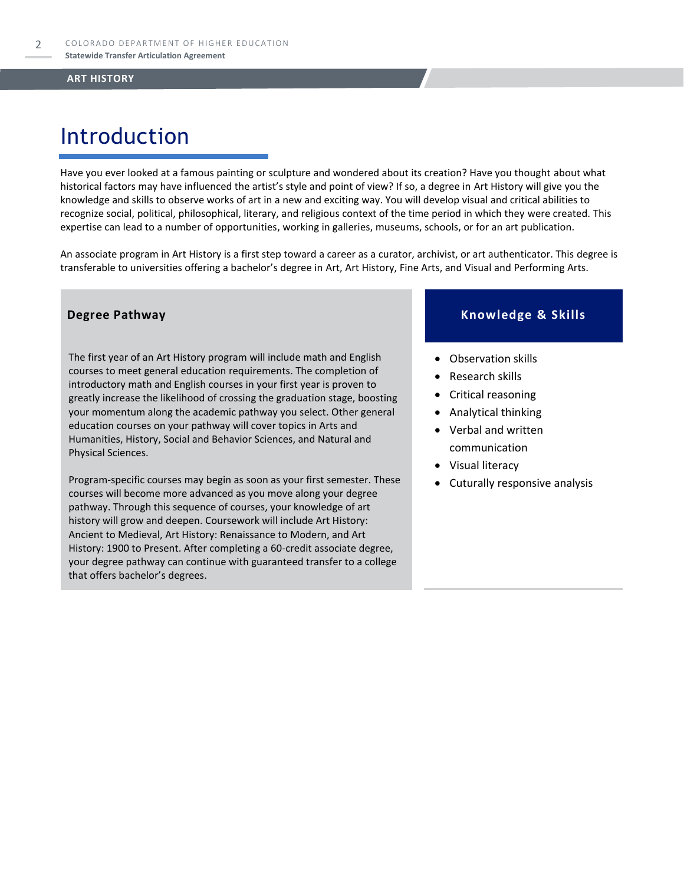# Introduction

Have you ever looked at a famous painting or sculpture and wondered about its creation? Have you thought about what historical factors may have influenced the artist's style and point of view? If so, a degree in Art History will give you the knowledge and skills to observe works of art in a new and exciting way. You will develop visual and critical abilities to recognize social, political, philosophical, literary, and religious context of the time period in which they were created. This expertise can lead to a number of opportunities, working in galleries, museums, schools, or for an art publication.

An associate program in Art History is a first step toward a career as a curator, archivist, or art authenticator. This degree is transferable to universities offering a bachelor's degree in Art, Art History, Fine Arts, and Visual and Performing Arts.

## Degree Pathway

The first year of an Art History program will include math and English courses to meet general education requirements. The completion of introductory math and English courses in your first year is proven to greatly increase the likelihood of crossing the graduation stage, boosting your momentum along the academic pathway you select. Other general education courses on your pathway will cover topics in Arts and Humanities, History, Social and Behavior Sciences, and Natural and Physical Sciences.

Program-specific courses may begin as soon as your first semester. These courses will become more advanced as you move along your degree pathway. Through this sequence of courses, your knowledge of art history will grow and deepen. Coursework will include Art History: Ancient to Medieval, Art History: Renaissance to Modern, and Art History: 1900 to Present. After completing a 60-credit associate degree, your degree pathway can continue with guaranteed transfer to a college that offers bachelor's degrees.

## Knowledge & Skills

- Observation skills
- Research skills
- Critical reasoning
- Analytical thinking
- Verbal and written communication
- Visual literacy
- Cuturally responsive analysis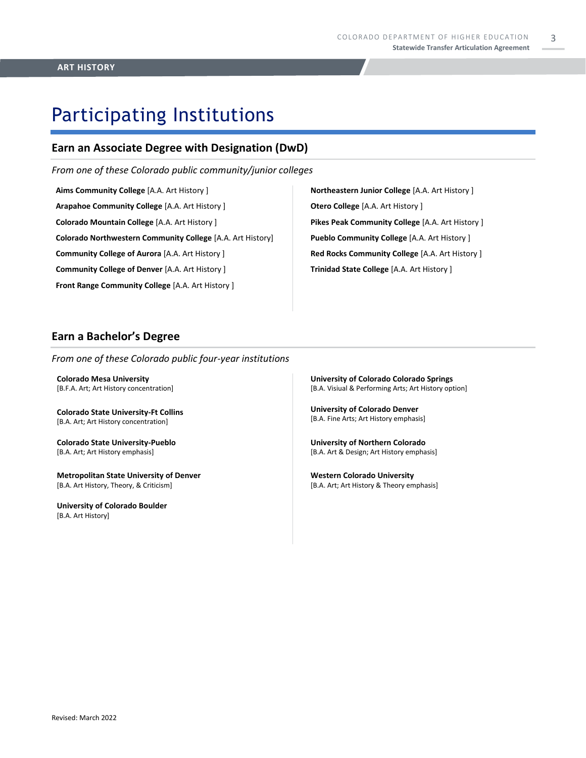# Participating Institutions

## Earn an Associate Degree with Designation (DwD)

*From one of these Colorado public community/junior colleges*

**Aims Community College** [A.A. Art History ]

**Arapahoe Community College** [A.A. Art History ]

**Colorado Mountain College** [A.A. Art History ]

**Colorado Northwestern Community College** [A.A. Art History]

**Community College of Aurora** [A.A. Art History ]

**Community College of Denver** [A.A. Art History ]

**Front Range Community College** [A.A. Art History ]

**Northeastern Junior College** [A.A. Art History ]

**Otero College** [A.A. Art History ]

**Pikes Peak Community College** [A.A. Art History ]

**Pueblo Community College** [A.A. Art History ]

**Red Rocks Community College** [A.A. Art History ]

**Trinidad State College** [A.A. Art History ]

## Earn a Bachelor's Degree

*From one of these Colorado public four-year institutions*

**Colorado Mesa University**
[B.F.A. Art; Art History concentration]

**Colorado State University-Ft Collins**
[B.A. Art; Art History concentration]

**Colorado State University-Pueblo**
[B.A. Art; Art History emphasis]

**Metropolitan State University of Denver**
[B.A. Art History, Theory, & Criticism]

**University of Colorado Boulder**
[B.A. Art History]

**University of Colorado Colorado Springs**
[B.A. Visiual & Performing Arts; Art History option]

**University of Colorado Denver**
[B.A. Fine Arts; Art History emphasis]

**University of Northern Colorado**
[B.A. Art & Design; Art History emphasis]

**Western Colorado University**
[B.A. Art; Art History & Theory emphasis]

Revised: March 2022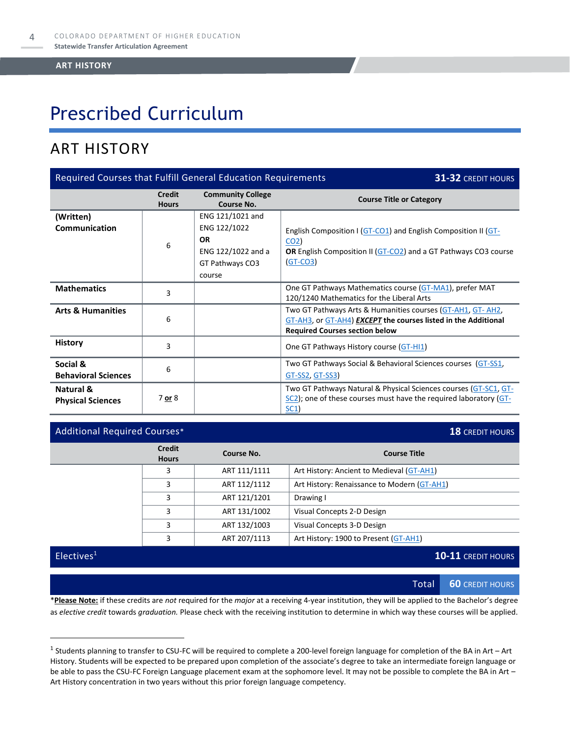# Prescribed Curriculum

## ART HISTORY

| Required Courses that Fulfill General Education Requirements | | | **31-32** CREDIT HOURS |
|---|---|---|---|
| | **Credit Hours** | **Community College Course No.** | **Course Title or Category** |
| **(Written) Communication** | 6 | ENG 121/1021 and ENG 122/1022 **OR** ENG 122/1022 and a GT Pathways CO3 course | English Composition I (GT-CO1) and English Composition II (GT-CO2) **OR** English Composition II (GT-CO2) and a GT Pathways CO3 course (GT-CO3) |
| **Mathematics** | 3 | | One GT Pathways Mathematics course (GT-MA1), prefer MAT 120/1240 Mathematics for the Liberal Arts |
| **Arts & Humanities** | 6 | | Two GT Pathways Arts & Humanities courses (GT-AH1, GT- AH2, GT-AH3, or GT-AH4) ***EXCEPT*** **the courses listed in the Additional Required Courses section below** |
| **History** | 3 | | One GT Pathways History course (GT-HI1) |
| **Social & Behavioral Sciences** | 6 | | Two GT Pathways Social & Behavioral Sciences courses (GT-SS1, GT-SS2, GT-SS3) |
| **Natural & Physical Sciences** | 7 **or** 8 | | Two GT Pathways Natural & Physical Sciences courses (GT-SC1, GT-SC2); one of these courses must have the required laboratory (GT-SC1) |

| Additional Required Courses* | | | **18** CREDIT HOURS |
|---|---|---|---|
| | **Credit Hours** | **Course No.** | **Course Title** |
| | 3 | ART 111/1111 | Art History: Ancient to Medieval (GT-AH1) |
| | 3 | ART 112/1112 | Art History: Renaissance to Modern (GT-AH1) |
| | 3 | ART 121/1201 | Drawing I |
| | 3 | ART 131/1002 | Visual Concepts 2-D Design |
| | 3 | ART 132/1003 | Visual Concepts 3-D Design |
| | 3 | ART 207/1113 | Art History: 1900 to Present (GT-AH1) |
| **Electives**[1] | | | **10-11** CREDIT HOURS |
| | | **Total** | **60** CREDIT HOURS |

*__Please Note:__ if these credits are *not* required for the *major* at a receiving 4-year institution, they will be applied to the Bachelor's degree as *elective credit* towards *graduation.* Please check with the receiving institution to determine in which way these courses will be applied.

[1] Students planning to transfer to CSU-FC will be required to complete a 200-level foreign language for completion of the BA in Art – Art History. Students will be expected to be prepared upon completion of the associate's degree to take an intermediate foreign language or be able to pass the CSU-FC Foreign Language placement exam at the sophomore level. It may not be possible to complete the BA in Art – Art History concentration in two years without this prior foreign language competency.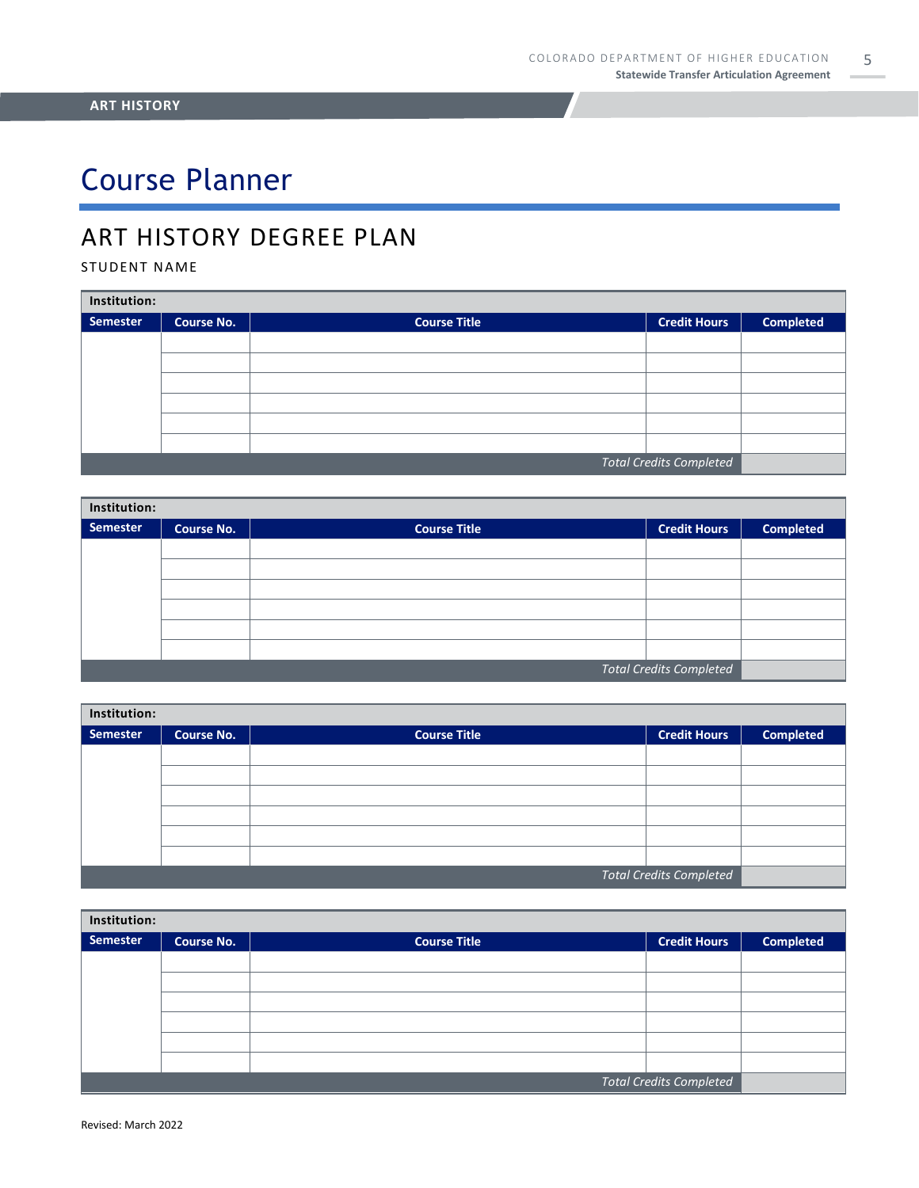# Course Planner

## ART HISTORY DEGREE PLAN

STUDENT NAME

| Institution: | | | | |
|---|---|---|---|---|
| **Semester** | **Course No.** | **Course Title** | **Credit Hours** | **Completed** |
| | | | | |
| | | | | |
| | | | | |
| | | | | |
| | | | | |
| | | | | |
| | | | *Total Credits Completed* | |

| Institution: | | | | |
|---|---|---|---|---|
| **Semester** | **Course No.** | **Course Title** | **Credit Hours** | **Completed** |
| | | | | |
| | | | | |
| | | | | |
| | | | | |
| | | | | |
| | | | | |
| | | | *Total Credits Completed* | |

| Institution: | | | | |
|---|---|---|---|---|
| **Semester** | **Course No.** | **Course Title** | **Credit Hours** | **Completed** |
| | | | | |
| | | | | |
| | | | | |
| | | | | |
| | | | | |
| | | | | |
| | | | *Total Credits Completed* | |

| Institution: | | | | |
|---|---|---|---|---|
| **Semester** | **Course No.** | **Course Title** | **Credit Hours** | **Completed** |
| | | | | |
| | | | | |
| | | | | |
| | | | | |
| | | | | |
| | | | | |
| | | | *Total Credits Completed* | |

Revised: March 2022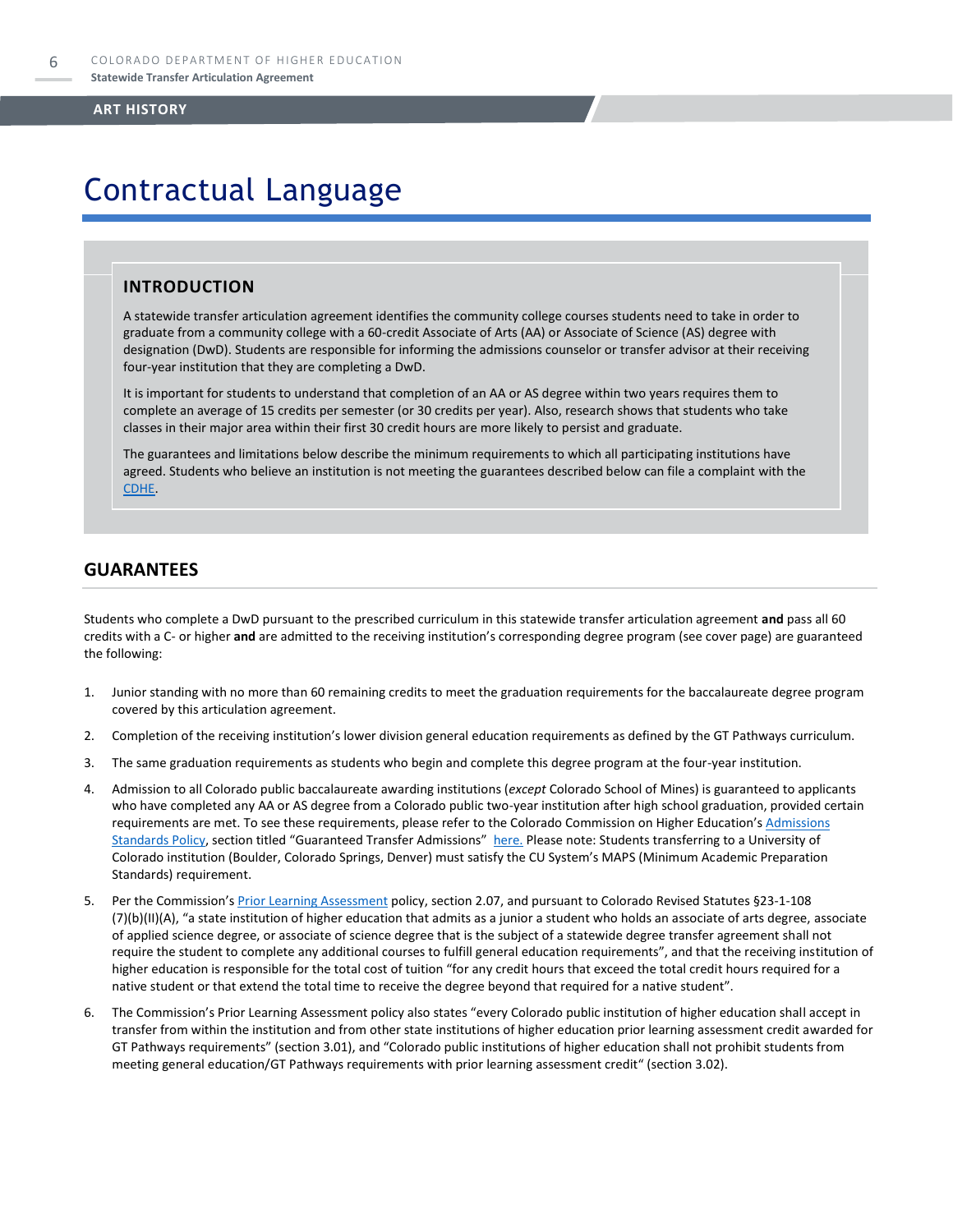## ART HISTORY

# Contractual Language

## INTRODUCTION

A statewide transfer articulation agreement identifies the community college courses students need to take in order to graduate from a community college with a 60-credit Associate of Arts (AA) or Associate of Science (AS) degree with designation (DwD). Students are responsible for informing the admissions counselor or transfer advisor at their receiving four-year institution that they are completing a DwD.

It is important for students to understand that completion of an AA or AS degree within two years requires them to complete an average of 15 credits per semester (or 30 credits per year). Also, research shows that students who take classes in their major area within their first 30 credit hours are more likely to persist and graduate.

The guarantees and limitations below describe the minimum requirements to which all participating institutions have agreed. Students who believe an institution is not meeting the guarantees described below can file a complaint with the CDHE.

## GUARANTEES

Students who complete a DwD pursuant to the prescribed curriculum in this statewide transfer articulation agreement **and** pass all 60 credits with a C- or higher **and** are admitted to the receiving institution's corresponding degree program (see cover page) are guaranteed the following:

1. Junior standing with no more than 60 remaining credits to meet the graduation requirements for the baccalaureate degree program covered by this articulation agreement.
2. Completion of the receiving institution's lower division general education requirements as defined by the GT Pathways curriculum.
3. The same graduation requirements as students who begin and complete this degree program at the four-year institution.
4. Admission to all Colorado public baccalaureate awarding institutions (*except* Colorado School of Mines) is guaranteed to applicants who have completed any AA or AS degree from a Colorado public two-year institution after high school graduation, provided certain requirements are met. To see these requirements, please refer to the Colorado Commission on Higher Education's Admissions Standards Policy, section titled "Guaranteed Transfer Admissions" here. Please note: Students transferring to a University of Colorado institution (Boulder, Colorado Springs, Denver) must satisfy the CU System's MAPS (Minimum Academic Preparation Standards) requirement.
5. Per the Commission's Prior Learning Assessment policy, section 2.07, and pursuant to Colorado Revised Statutes §23-1-108 (7)(b)(II)(A), "a state institution of higher education that admits as a junior a student who holds an associate of arts degree, associate of applied science degree, or associate of science degree that is the subject of a statewide degree transfer agreement shall not require the student to complete any additional courses to fulfill general education requirements", and that the receiving institution of higher education is responsible for the total cost of tuition "for any credit hours that exceed the total credit hours required for a native student or that extend the total time to receive the degree beyond that required for a native student".
6. The Commission's Prior Learning Assessment policy also states "every Colorado public institution of higher education shall accept in transfer from within the institution and from other state institutions of higher education prior learning assessment credit awarded for GT Pathways requirements" (section 3.01), and "Colorado public institutions of higher education shall not prohibit students from meeting general education/GT Pathways requirements with prior learning assessment credit" (section 3.02).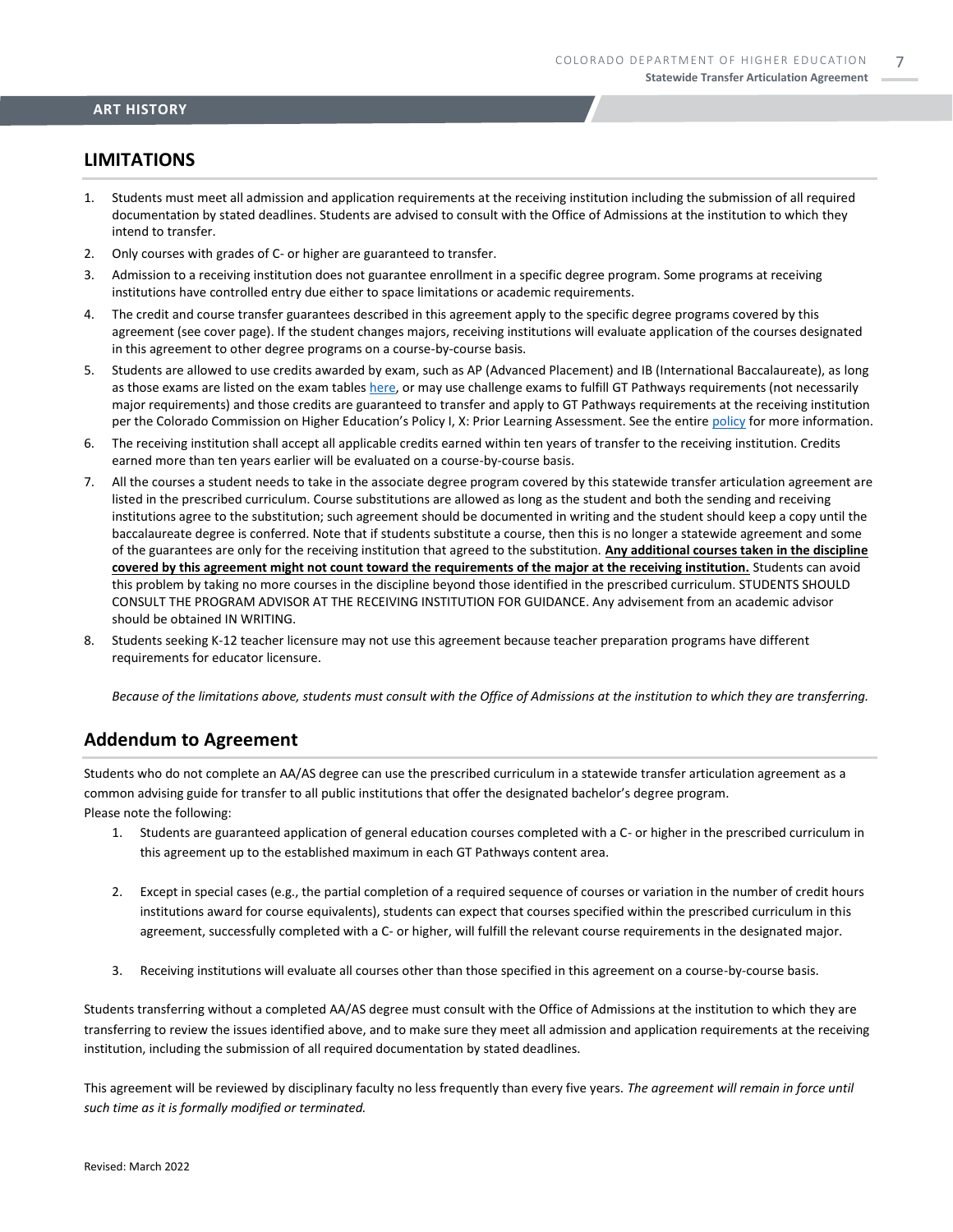## LIMITATIONS

1. Students must meet all admission and application requirements at the receiving institution including the submission of all required documentation by stated deadlines. Students are advised to consult with the Office of Admissions at the institution to which they intend to transfer.
2. Only courses with grades of C- or higher are guaranteed to transfer.
3. Admission to a receiving institution does not guarantee enrollment in a specific degree program. Some programs at receiving institutions have controlled entry due either to space limitations or academic requirements.
4. The credit and course transfer guarantees described in this agreement apply to the specific degree programs covered by this agreement (see cover page). If the student changes majors, receiving institutions will evaluate application of the courses designated in this agreement to other degree programs on a course-by-course basis.
5. Students are allowed to use credits awarded by exam, such as AP (Advanced Placement) and IB (International Baccalaureate), as long as those exams are listed on the exam tables here, or may use challenge exams to fulfill GT Pathways requirements (not necessarily major requirements) and those credits are guaranteed to transfer and apply to GT Pathways requirements at the receiving institution per the Colorado Commission on Higher Education's Policy I, X: Prior Learning Assessment. See the entire policy for more information.
6. The receiving institution shall accept all applicable credits earned within ten years of transfer to the receiving institution. Credits earned more than ten years earlier will be evaluated on a course-by-course basis.
7. All the courses a student needs to take in the associate degree program covered by this statewide transfer articulation agreement are listed in the prescribed curriculum. Course substitutions are allowed as long as the student and both the sending and receiving institutions agree to the substitution; such agreement should be documented in writing and the student should keep a copy until the baccalaureate degree is conferred. Note that if students substitute a course, then this is no longer a statewide agreement and some of the guarantees are only for the receiving institution that agreed to the substitution. **Any additional courses taken in the discipline covered by this agreement might not count toward the requirements of the major at the receiving institution.** Students can avoid this problem by taking no more courses in the discipline beyond those identified in the prescribed curriculum. STUDENTS SHOULD CONSULT THE PROGRAM ADVISOR AT THE RECEIVING INSTITUTION FOR GUIDANCE. Any advisement from an academic advisor should be obtained IN WRITING.
8. Students seeking K-12 teacher licensure may not use this agreement because teacher preparation programs have different requirements for educator licensure.

*Because of the limitations above, students must consult with the Office of Admissions at the institution to which they are transferring.*

## Addendum to Agreement

Students who do not complete an AA/AS degree can use the prescribed curriculum in a statewide transfer articulation agreement as a common advising guide for transfer to all public institutions that offer the designated bachelor's degree program.
Please note the following:

1. Students are guaranteed application of general education courses completed with a C- or higher in the prescribed curriculum in this agreement up to the established maximum in each GT Pathways content area.
2. Except in special cases (e.g., the partial completion of a required sequence of courses or variation in the number of credit hours institutions award for course equivalents), students can expect that courses specified within the prescribed curriculum in this agreement, successfully completed with a C- or higher, will fulfill the relevant course requirements in the designated major.
3. Receiving institutions will evaluate all courses other than those specified in this agreement on a course-by-course basis.

Students transferring without a completed AA/AS degree must consult with the Office of Admissions at the institution to which they are transferring to review the issues identified above, and to make sure they meet all admission and application requirements at the receiving institution, including the submission of all required documentation by stated deadlines.

This agreement will be reviewed by disciplinary faculty no less frequently than every five years. *The agreement will remain in force until such time as it is formally modified or terminated.*

Revised: March 2022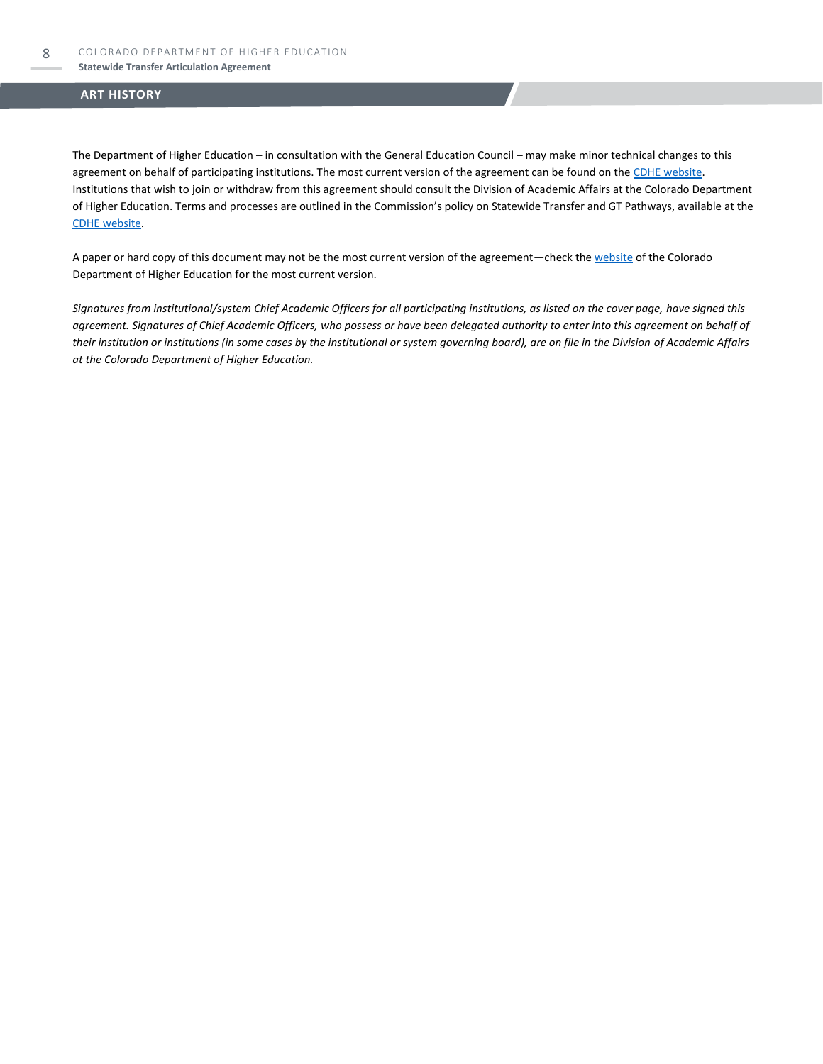## ART HISTORY

The Department of Higher Education – in consultation with the General Education Council – may make minor technical changes to this agreement on behalf of participating institutions. The most current version of the agreement can be found on the CDHE website. Institutions that wish to join or withdraw from this agreement should consult the Division of Academic Affairs at the Colorado Department of Higher Education. Terms and processes are outlined in the Commission's policy on Statewide Transfer and GT Pathways, available at the CDHE website.

A paper or hard copy of this document may not be the most current version of the agreement—check the website of the Colorado Department of Higher Education for the most current version.

*Signatures from institutional/system Chief Academic Officers for all participating institutions, as listed on the cover page, have signed this agreement. Signatures of Chief Academic Officers, who possess or have been delegated authority to enter into this agreement on behalf of their institution or institutions (in some cases by the institutional or system governing board), are on file in the Division of Academic Affairs at the Colorado Department of Higher Education.*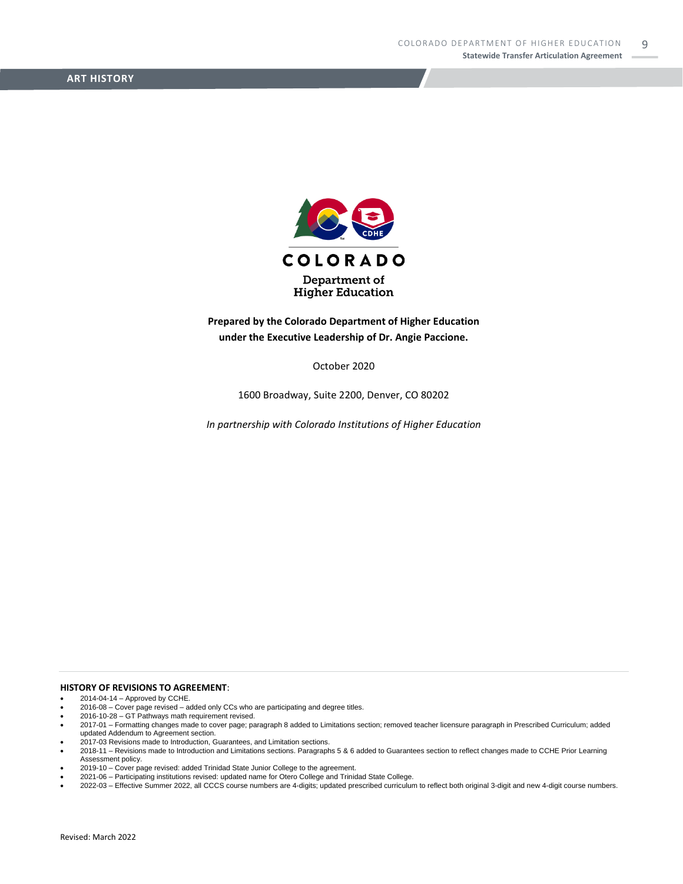COLORADO

Department of Higher Education

**Prepared by the Colorado Department of Higher Education under the Executive Leadership of Dr. Angie Paccione.**

October 2020

1600 Broadway, Suite 2200, Denver, CO 80202

*In partnership with Colorado Institutions of Higher Education*

**HISTORY OF REVISIONS TO AGREEMENT**:

- 2014-04-14 – Approved by CCHE.
- 2016-08 – Cover page revised – added only CCs who are participating and degree titles.
- 2016-10-28 – GT Pathways math requirement revised.
- 2017-01 – Formatting changes made to cover page; paragraph 8 added to Limitations section; removed teacher licensure paragraph in Prescribed Curriculum; added updated Addendum to Agreement section.
- 2017-03 Revisions made to Introduction, Guarantees, and Limitation sections.
- 2018-11 – Revisions made to Introduction and Limitations sections. Paragraphs 5 & 6 added to Guarantees section to reflect changes made to CCHE Prior Learning Assessment policy.
- 2019-10 – Cover page revised: added Trinidad State Junior College to the agreement.
- 2021-06 – Participating institutions revised: updated name for Otero College and Trinidad State College.
- 2022-03 – Effective Summer 2022, all CCCS course numbers are 4-digits; updated prescribed curriculum to reflect both original 3-digit and new 4-digit course numbers.

Revised: March 2022